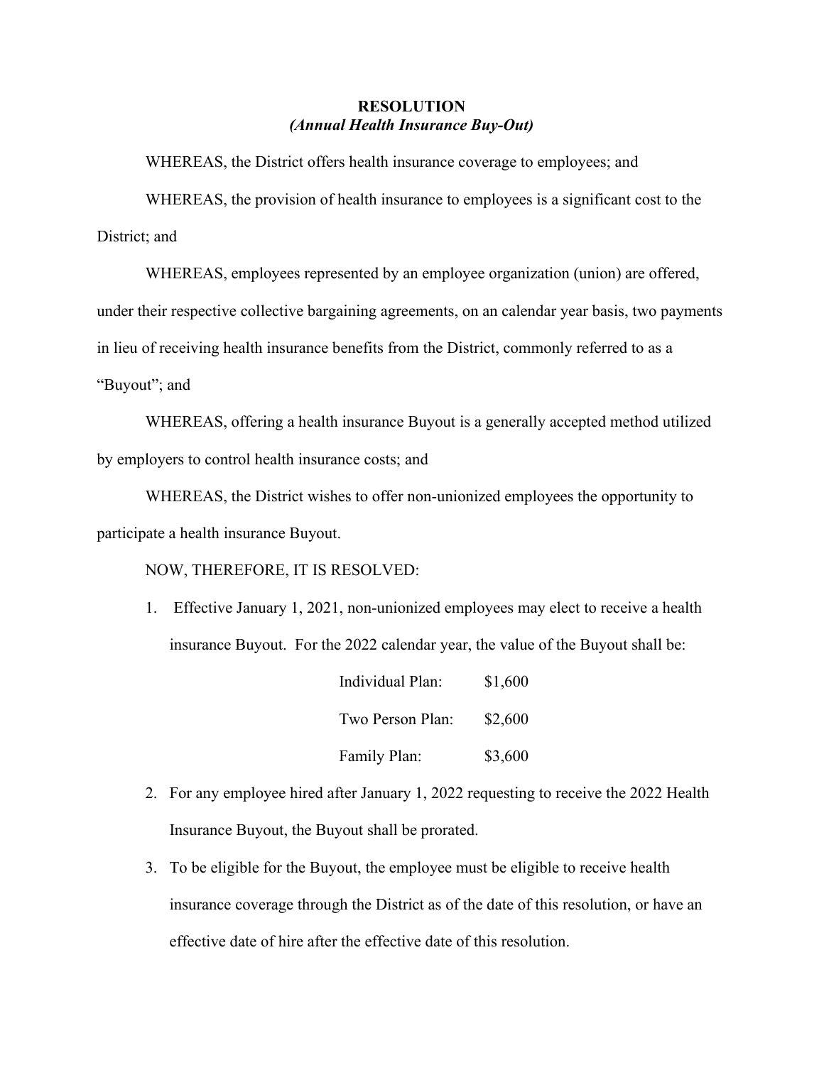**RESOLUTION**
***(Annual Health Insurance Buy-Out)***

WHEREAS, the District offers health insurance coverage to employees; and

WHEREAS, the provision of health insurance to employees is a significant cost to the District; and

WHEREAS, employees represented by an employee organization (union) are offered, under their respective collective bargaining agreements, on an calendar year basis, two payments in lieu of receiving health insurance benefits from the District, commonly referred to as a "Buyout"; and

WHEREAS, offering a health insurance Buyout is a generally accepted method utilized by employers to control health insurance costs; and

WHEREAS, the District wishes to offer non-unionized employees the opportunity to participate a health insurance Buyout.

NOW, THEREFORE, IT IS RESOLVED:

1. Effective January 1, 2021, non-unionized employees may elect to receive a health insurance Buyout. For the 2022 calendar year, the value of the Buyout shall be:

| | |
|---|---|
| Individual Plan: | $1,600 |
| Two Person Plan: | $2,600 |
| Family Plan: | $3,600 |

2. For any employee hired after January 1, 2022 requesting to receive the 2022 Health Insurance Buyout, the Buyout shall be prorated.

3. To be eligible for the Buyout, the employee must be eligible to receive health insurance coverage through the District as of the date of this resolution, or have an effective date of hire after the effective date of this resolution.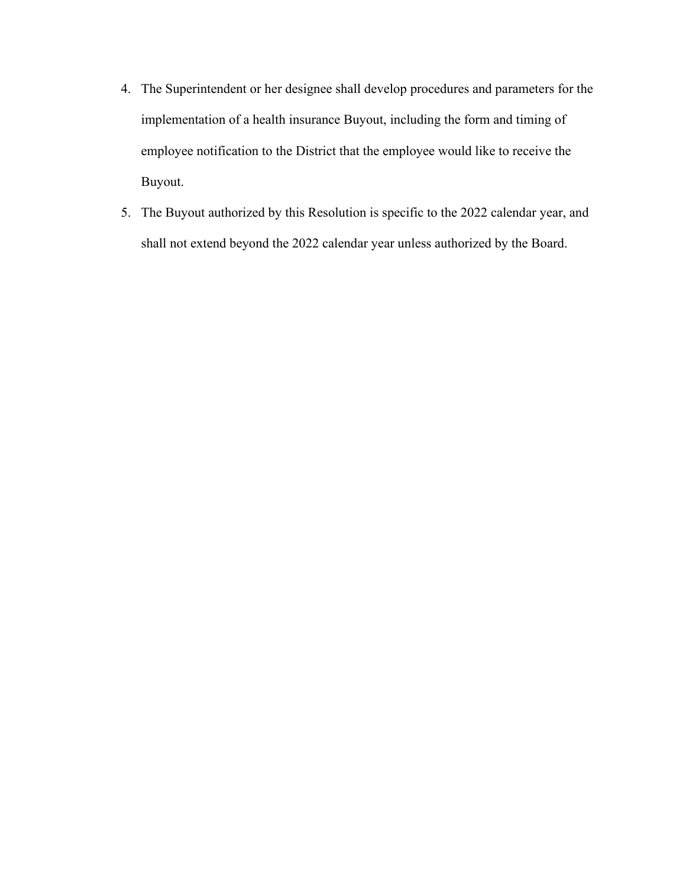4. The Superintendent or her designee shall develop procedures and parameters for the implementation of a health insurance Buyout, including the form and timing of employee notification to the District that the employee would like to receive the Buyout.
5. The Buyout authorized by this Resolution is specific to the 2022 calendar year, and shall not extend beyond the 2022 calendar year unless authorized by the Board.